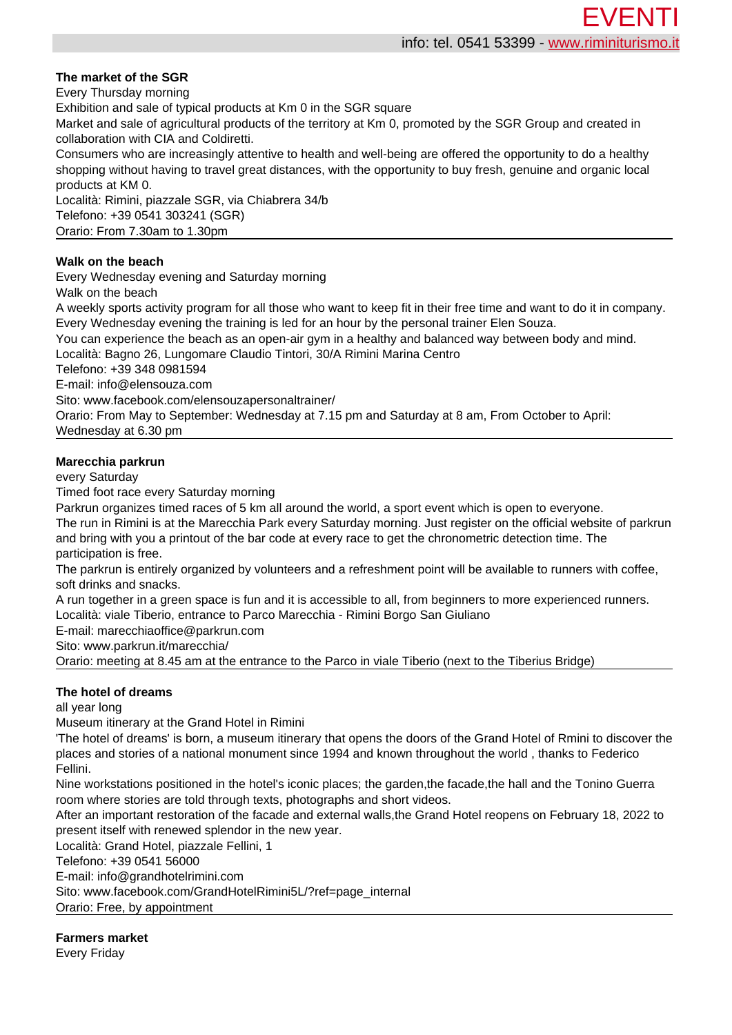### The market of the SGR

Every Thursday morning

Exhibition and sale of typical products at Km 0 in the SGR square

Market and sale of agricultural products of the territory at Km 0, promoted by the SGR Group and created in collaboration with CIA and Coldiretti.

Consumers who are increasingly attentive to health and well-being are offered the opportunity to do a healthy shopping without having to travel great distances, with the opportunity to buy fresh, genuine and organic local products at KM 0.

Località: Rimini, piazzale SGR, via Chiabrera 34/b

Telefono: +39 0541 303241 (SGR)

Orario: From 7.30am to 1.30pm

---

### Walk on the beach

Every Wednesday evening and Saturday morning

Walk on the beach

A weekly sports activity program for all those who want to keep fit in their free time and want to do it in company. Every Wednesday evening the training is led for an hour by the personal trainer Elen Souza.

You can experience the beach as an open-air gym in a healthy and balanced way between body and mind.

Località: Bagno 26, Lungomare Claudio Tintori, 30/A Rimini Marina Centro

Telefono: +39 348 0981594

E-mail: info@elensouza.com

Sito: www.facebook.com/elensouzapersonaltrainer/

Orario: From May to September: Wednesday at 7.15 pm and Saturday at 8 am, From October to April: Wednesday at 6.30 pm

---

### Marecchia parkrun

every Saturday

Timed foot race every Saturday morning

Parkrun organizes timed races of 5 km all around the world, a sport event which is open to everyone.

The run in Rimini is at the Marecchia Park every Saturday morning. Just register on the official website of parkrun and bring with you a printout of the bar code at every race to get the chronometric detection time. The participation is free.

The parkrun is entirely organized by volunteers and a refreshment point will be available to runners with coffee, soft drinks and snacks.

A run together in a green space is fun and it is accessible to all, from beginners to more experienced runners.

Località: viale Tiberio, entrance to Parco Marecchia - Rimini Borgo San Giuliano

E-mail: marecchiaoffice@parkrun.com

Sito: www.parkrun.it/marecchia/

Orario: meeting at 8.45 am at the entrance to the Parco in viale Tiberio (next to the Tiberius Bridge)

---

### The hotel of dreams

all year long

Museum itinerary at the Grand Hotel in Rimini

'The hotel of dreams' is born, a museum itinerary that opens the doors of the Grand Hotel of Rmini to discover the places and stories of a national monument since 1994 and known throughout the world , thanks to Federico Fellini.

Nine workstations positioned in the hotel's iconic places; the garden,the facade,the hall and the Tonino Guerra room where stories are told through texts, photographs and short videos.

After an important restoration of the facade and external walls,the Grand Hotel reopens on February 18, 2022 to present itself with renewed splendor in the new year.

Località: Grand Hotel, piazzale Fellini, 1

Telefono: +39 0541 56000

E-mail: info@grandhotelrimini.com

Sito: www.facebook.com/GrandHotelRimini5L/?ref=page_internal

Orario: Free, by appointment

---

### Farmers market

Every Friday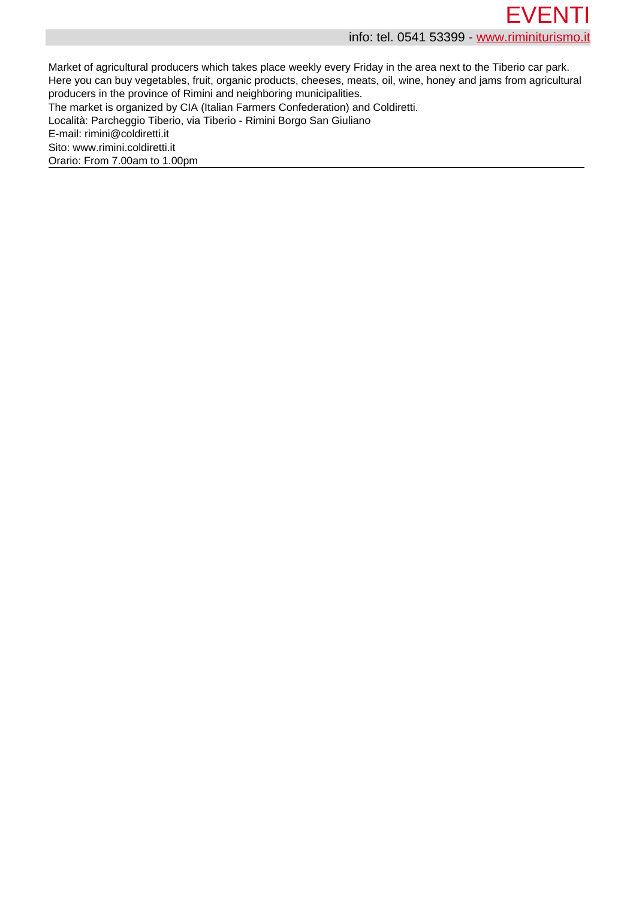Market of agricultural producers which takes place weekly every Friday in the area next to the Tiberio car park. Here you can buy vegetables, fruit, organic products, cheeses, meats, oil, wine, honey and jams from agricultural producers in the province of Rimini and neighboring municipalities.

The market is organized by CIA (Italian Farmers Confederation) and Coldiretti.

Località: Parcheggio Tiberio, via Tiberio - Rimini Borgo San Giuliano

E-mail: rimini@coldiretti.it

Sito: www.rimini.coldiretti.it

Orario: From 7.00am to 1.00pm